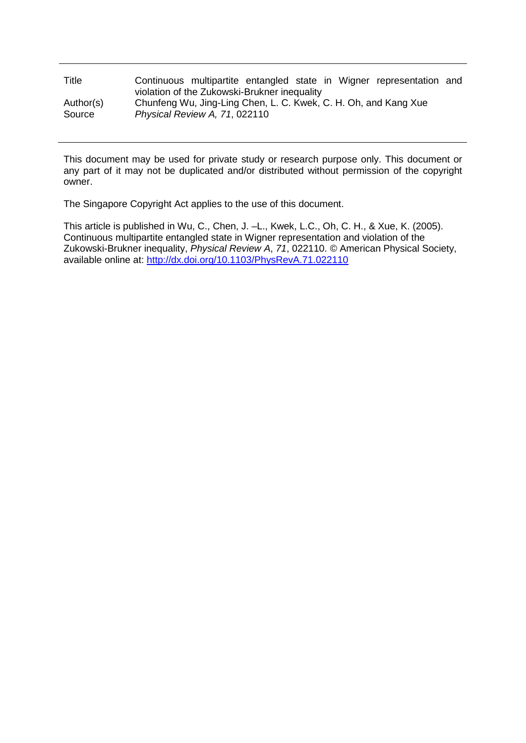| | |
|---|---|
| Title | Continuous multipartite entangled state in Wigner representation and violation of the Zukowski-Brukner inequality |
| Author(s) | Chunfeng Wu, Jing-Ling Chen, L. C. Kwek, C. H. Oh, and Kang Xue |
| Source | *Physical Review A, 71*, 022110 |

This document may be used for private study or research purpose only. This document or any part of it may not be duplicated and/or distributed without permission of the copyright owner.

The Singapore Copyright Act applies to the use of this document.

This article is published in Wu, C., Chen, J. –L., Kwek, L.C., Oh, C. H., & Xue, K. (2005). Continuous multipartite entangled state in Wigner representation and violation of the Zukowski-Brukner inequality, *Physical Review A*, *71*, 022110. © American Physical Society, available online at: http://dx.doi.org/10.1103/PhysRevA.71.022110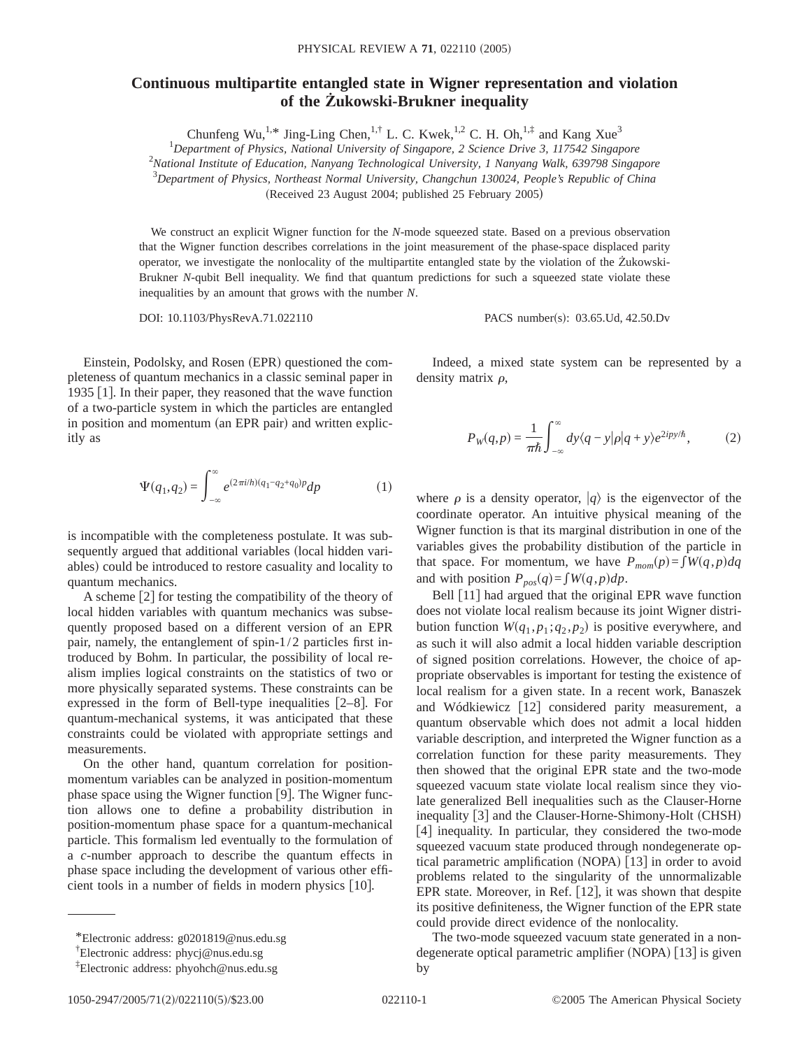# Continuous multipartite entangled state in Wigner representation and violation of the Żukowski-Brukner inequality

Chunfeng Wu,[1,*] Jing-Ling Chen,[1,†] L. C. Kwek,[1,2] C. H. Oh,[1,‡] and Kang Xue[3]

[1]*Department of Physics, National University of Singapore, 2 Science Drive 3, 117542 Singapore*

[2]*National Institute of Education, Nanyang Technological University, 1 Nanyang Walk, 639798 Singapore*

[3]*Department of Physics, Northeast Normal University, Changchun 130024, People's Republic of China*

(Received 23 August 2004; published 25 February 2005)

We construct an explicit Wigner function for the *N*-mode squeezed state. Based on a previous observation that the Wigner function describes correlations in the joint measurement of the phase-space displaced parity operator, we investigate the nonlocality of the multipartite entangled state by the violation of the Żukowski-Brukner *N*-qubit Bell inequality. We find that quantum predictions for such a squeezed state violate these inequalities by an amount that grows with the number *N*.

DOI: 10.1103/PhysRevA.71.022110 PACS number(s): 03.65.Ud, 42.50.Dv

Einstein, Podolsky, and Rosen (EPR) questioned the completeness of quantum mechanics in a classic seminal paper in 1935 [1]. In their paper, they reasoned that the wave function of a two-particle system in which the particles are entangled in position and momentum (an EPR pair) and written explicitly as

$$\Psi(q_1,q_2) = \int_{-\infty}^{\infty} e^{(2\pi i/h)(q_1-q_2+q_0)p}dp \tag{1}$$

is incompatible with the completeness postulate. It was subsequently argued that additional variables (local hidden variables) could be introduced to restore casuality and locality to quantum mechanics.

A scheme [2] for testing the compatibility of the theory of local hidden variables with quantum mechanics was subsequently proposed based on a different version of an EPR pair, namely, the entanglement of spin-1/2 particles first introduced by Bohm. In particular, the possibility of local realism implies logical constraints on the statistics of two or more physically separated systems. These constraints can be expressed in the form of Bell-type inequalities [2–8]. For quantum-mechanical systems, it was anticipated that these constraints could be violated with appropriate settings and measurements.

On the other hand, quantum correlation for position-momentum variables can be analyzed in position-momentum phase space using the Wigner function [9]. The Wigner function allows one to define a probability distribution in position-momentum phase space for a quantum-mechanical particle. This formalism led eventually to the formulation of a *c*-number approach to describe the quantum effects in phase space including the development of various other efficient tools in a number of fields in modern physics [10].

Indeed, a mixed state system can be represented by a density matrix $\rho$,

$$P_W(q,p) = \frac{1}{\pi\hbar}\int_{-\infty}^{\infty} dy\langle q-y|\rho|q+y\rangle e^{2ipy/\hbar}, \tag{2}$$

where $\rho$ is a density operator, $|q\rangle$ is the eigenvector of the coordinate operator. An intuitive physical meaning of the Wigner function is that its marginal distribution in one of the variables gives the probability distibution of the particle in that space. For momentum, we have $P_{mom}(p)=\int W(q,p)dq$ and with position $P_{pos}(q)=\int W(q,p)dp$.

Bell [11] had argued that the original EPR wave function does not violate local realism because its joint Wigner distribution function $W(q_1,p_1;q_2,p_2)$ is positive everywhere, and as such it will also admit a local hidden variable description of signed position correlations. However, the choice of appropriate observables is important for testing the existence of local realism for a given state. In a recent work, Banaszek and Wódkiewicz [12] considered parity measurement, a quantum observable which does not admit a local hidden variable description, and interpreted the Wigner function as a correlation function for these parity measurements. They then showed that the original EPR state and the two-mode squeezed vacuum state violate local realism since they violate generalized Bell inequalities such as the Clauser-Horne inequality [3] and the Clauser-Horne-Shimony-Holt (CHSH) [4] inequality. In particular, they considered the two-mode squeezed vacuum state produced through nondegenerate optical parametric amplification (NOPA) [13] in order to avoid problems related to the singularity of the unnormalizable EPR state. Moreover, in Ref. [12], it was shown that despite its positive definiteness, the Wigner function of the EPR state could provide direct evidence of the nonlocality.

The two-mode squeezed vacuum state generated in a nondegenerate optical parametric amplifier (NOPA) [13] is given by

*Electronic address: g0201819@nus.edu.sg

†Electronic address: phycj@nus.edu.sg

‡Electronic address: phyohch@nus.edu.sg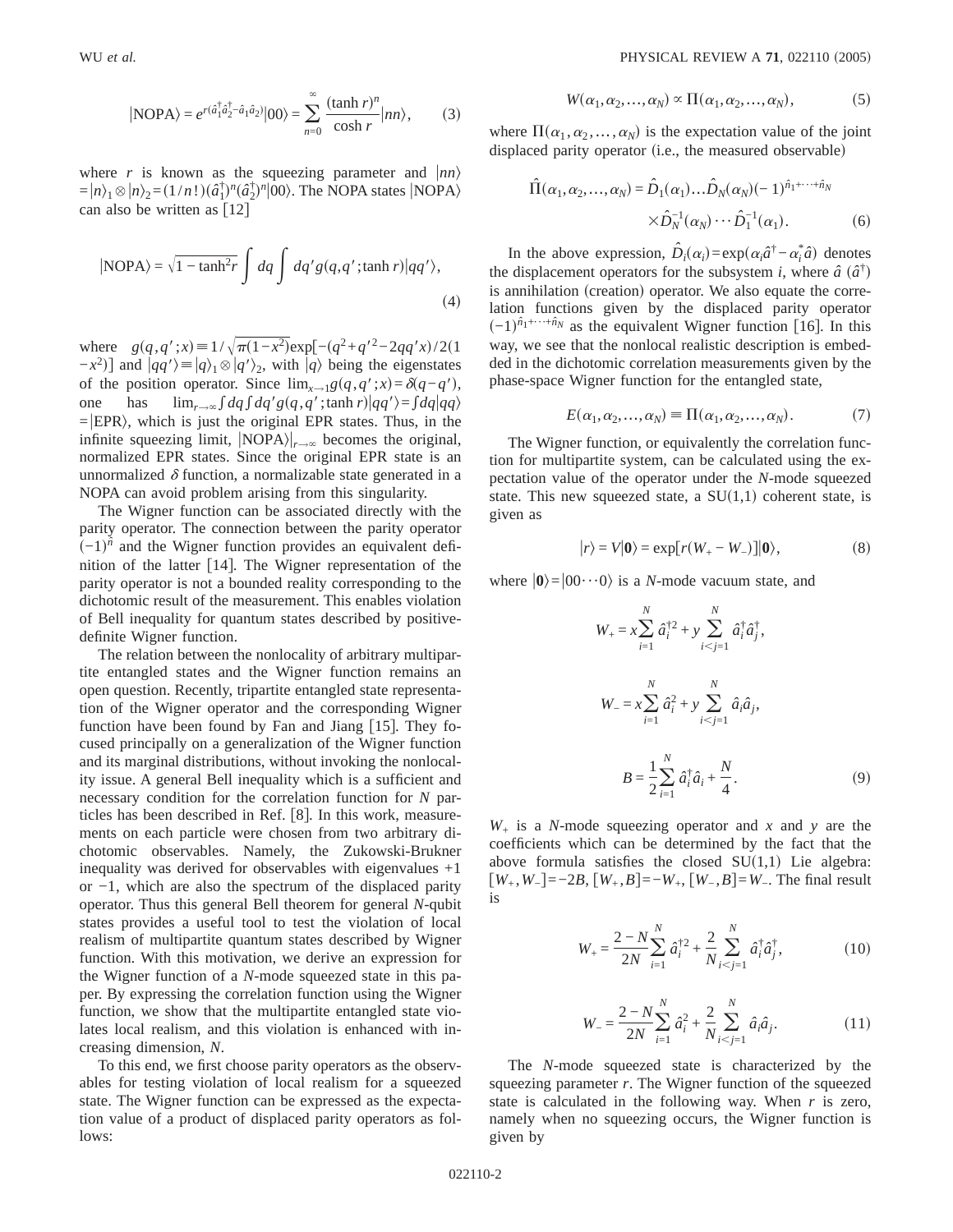$$|\text{NOPA}\rangle = e^{r(\hat{a}_1^\dagger \hat{a}_2^\dagger - \hat{a}_1 \hat{a}_2)}|00\rangle = \sum_{n=0}^{\infty} \frac{(\tanh r)^n}{\cosh r}|nn\rangle, \tag{3}$$

where $r$ is known as the squeezing parameter and $|nn\rangle = |n\rangle_1 \otimes |n\rangle_2 = (1/n!)(\hat{a}_1^\dagger)^n(\hat{a}_2^\dagger)^n|00\rangle$. The NOPA states $|\text{NOPA}\rangle$ can also be written as [12]

$$|\text{NOPA}\rangle = \sqrt{1-\tanh^2 r}\int dq \int dq' g(q,q';\tanh r)|qq'\rangle, \tag{4}$$

where $g(q,q';x) \equiv 1/\sqrt{\pi(1-x^2)}\exp[-(q^2+q'^2-2qq'x)/2(1-x^2)]$ and $|qq'\rangle \equiv |q\rangle_1 \otimes |q'\rangle_2$, with $|q\rangle$ being the eigenstates of the position operator. Since $\lim_{x\to 1} g(q,q';x) = \delta(q-q')$, one has $\lim_{r\to\infty}\int dq \int dq' g(q,q';\tanh r)|qq'\rangle = \int dq|qq\rangle = |\text{EPR}\rangle$, which is just the original EPR states. Thus, in the infinite squeezing limit, $|\text{NOPA}\rangle|_{r\to\infty}$ becomes the original, normalized EPR states. Since the original EPR state is an unnormalized $\delta$ function, a normalizable state generated in a NOPA can avoid problem arising from this singularity.

The Wigner function can be associated directly with the parity operator. The connection between the parity operator $(-1)^{\hat{n}}$ and the Wigner function provides an equivalent definition of the latter [14]. The Wigner representation of the parity operator is not a bounded reality corresponding to the dichotomic result of the measurement. This enables violation of Bell inequality for quantum states described by positive-definite Wigner function.

The relation between the nonlocality of arbitrary multipartite entangled states and the Wigner function remains an open question. Recently, tripartite entangled state representation of the Wigner operator and the corresponding Wigner function have been found by Fan and Jiang [15]. They focused principally on a generalization of the Wigner function and its marginal distributions, without invoking the nonlocality issue. A general Bell inequality which is a sufficient and necessary condition for the correlation function for $N$ particles has been described in Ref. [8]. In this work, measurements on each particle were chosen from two arbitrary dichotomic observables. Namely, the Zukowski-Brukner inequality was derived for observables with eigenvalues +1 or −1, which are also the spectrum of the displaced parity operator. Thus this general Bell theorem for general $N$-qubit states provides a useful tool to test the violation of local realism of multipartite quantum states described by Wigner function. With this motivation, we derive an expression for the Wigner function of a $N$-mode squeezed state in this paper. By expressing the correlation function using the Wigner function, we show that the multipartite entangled state violates local realism, and this violation is enhanced with increasing dimension, $N$.

To this end, we first choose parity operators as the observables for testing violation of local realism for a squeezed state. The Wigner function can be expressed as the expectation value of a product of displaced parity operators as follows:

$$W(\alpha_1,\alpha_2,\ldots,\alpha_N) \propto \Pi(\alpha_1,\alpha_2,\ldots,\alpha_N), \tag{5}$$

where $\Pi(\alpha_1,\alpha_2,\ldots,\alpha_N)$ is the expectation value of the joint displaced parity operator (i.e., the measured observable)

$$\hat{\Pi}(\alpha_1,\alpha_2,\ldots,\alpha_N) = \hat{D}_1(\alpha_1)\ldots\hat{D}_N(\alpha_N)(-1)^{\hat{n}_1+\cdots+\hat{n}_N} \times \hat{D}_N^{-1}(\alpha_N)\cdots\hat{D}_1^{-1}(\alpha_1). \tag{6}$$

In the above expression, $\hat{D}_i(\alpha_i) = \exp(\alpha_i\hat{a}^\dagger - \alpha_i^*\hat{a})$ denotes the displacement operators for the subsystem $i$, where $\hat{a}$ ($\hat{a}^\dagger$) is annihilation (creation) operator. We also equate the correlation functions given by the displaced parity operator $(-1)^{\hat{n}_1+\cdots+\hat{n}_N}$ as the equivalent Wigner function [16]. In this way, we see that the nonlocal realistic description is embedded in the dichotomic correlation measurements given by the phase-space Wigner function for the entangled state,

$$E(\alpha_1,\alpha_2,\ldots,\alpha_N) \equiv \Pi(\alpha_1,\alpha_2,\ldots,\alpha_N). \tag{7}$$

The Wigner function, or equivalently the correlation function for multipartite system, can be calculated using the expectation value of the operator under the $N$-mode squeezed state. This new squeezed state, a SU(1,1) coherent state, is given as

$$|r\rangle = V|\mathbf{0}\rangle = \exp[r(W_+ - W_-)]|\mathbf{0}\rangle, \tag{8}$$

where $|\mathbf{0}\rangle = |00\cdots 0\rangle$ is a $N$-mode vacuum state, and

$$W_+ = x\sum_{i=1}^{N}\hat{a}_i^{\dagger 2} + y\sum_{i<j=1}^{N}\hat{a}_i^\dagger\hat{a}_j^\dagger,$$

$$W_- = x\sum_{i=1}^{N}\hat{a}_i^2 + y\sum_{i<j=1}^{N}\hat{a}_i\hat{a}_j,$$

$$B = \frac{1}{2}\sum_{i=1}^{N}\hat{a}_i^\dagger\hat{a}_i + \frac{N}{4}. \tag{9}$$

$W_+$ is a $N$-mode squeezing operator and $x$ and $y$ are the coefficients which can be determined by the fact that the above formula satisfies the closed SU(1,1) Lie algebra: $[W_+,W_-] = -2B$, $[W_+,B] = -W_+$, $[W_-,B] = W_-$. The final result is

$$W_+ = \frac{2-N}{2N}\sum_{i=1}^{N}\hat{a}_i^{\dagger 2} + \frac{2}{N}\sum_{i<j=1}^{N}\hat{a}_i^\dagger\hat{a}_j^\dagger, \tag{10}$$

$$W_- = \frac{2-N}{2N}\sum_{i=1}^{N}\hat{a}_i^2 + \frac{2}{N}\sum_{i<j=1}^{N}\hat{a}_i\hat{a}_j. \tag{11}$$

The $N$-mode squeezed state is characterized by the squeezing parameter $r$. The Wigner function of the squeezed state is calculated in the following way. When $r$ is zero, namely when no squeezing occurs, the Wigner function is given by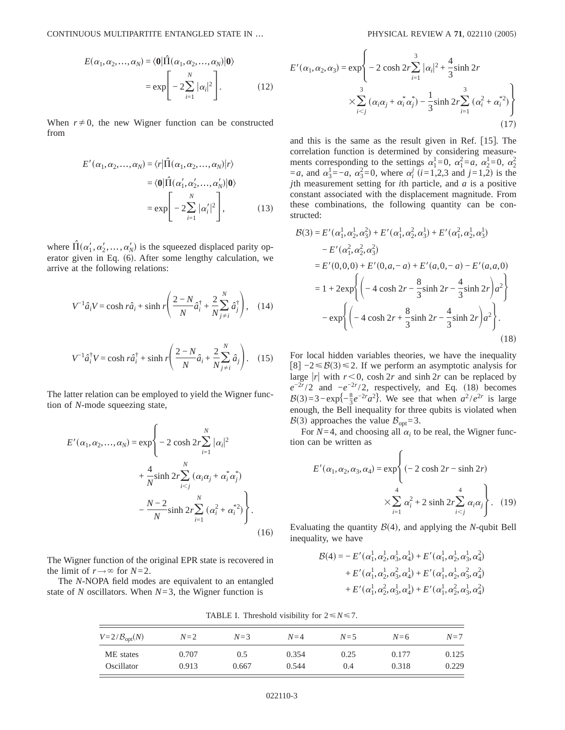$$E(\alpha_1, \alpha_2, \ldots, \alpha_N) = \langle \mathbf{0}|\hat{\Pi}(\alpha_1, \alpha_2, \ldots, \alpha_N)|\mathbf{0}\rangle = \exp\left[-2\sum_{i=1}^{N}|\alpha_i|^2\right]. \quad (12)$$

When $r \neq 0$, the new Wigner function can be constructed from

$$E'(\alpha_1, \alpha_2, \ldots, \alpha_N) = \langle r|\hat{\Pi}(\alpha_1, \alpha_2, \ldots, \alpha_N)|r\rangle = \langle \mathbf{0}|\hat{\Pi}(\alpha_1', \alpha_2', \ldots, \alpha_N')|\mathbf{0}\rangle = \exp\left[-2\sum_{i=1}^{N}|\alpha_i'|^2\right], \quad (13)$$

where $\hat{\Pi}(\alpha_1', \alpha_2', \ldots, \alpha_N')$ is the squeezed displaced parity operator given in Eq. (6). After some lengthy calculation, we arrive at the following relations:

$$V^{-1}\hat{a}_i V = \cosh r\hat{a}_i + \sinh r\left(\frac{2-N}{N}\hat{a}_i^\dagger + \frac{2}{N}\sum_{j\neq i}^{N}\hat{a}_j^\dagger\right), \quad (14)$$

$$V^{-1}\hat{a}_i^\dagger V = \cosh r\hat{a}_i^\dagger + \sinh r\left(\frac{2-N}{N}\hat{a}_i + \frac{2}{N}\sum_{j\neq i}^{N}\hat{a}_j\right). \quad (15)$$

The latter relation can be employed to yield the Wigner function of $N$-mode squeezing state,

$$E'(\alpha_1, \alpha_2, \ldots, \alpha_N) = \exp\left\{-2\cosh 2r\sum_{i=1}^{N}|\alpha_i|^2 + \frac{4}{N}\sinh 2r\sum_{i<j}^{N}(\alpha_i\alpha_j + \alpha_i^*\alpha_j^*) - \frac{N-2}{N}\sinh 2r\sum_{i=1}^{N}(\alpha_i^2 + \alpha_i^{*2})\right\}. \quad (16)$$

The Wigner function of the original EPR state is recovered in the limit of $r \to \infty$ for $N=2$.

The $N$-NOPA field modes are equivalent to an entangled state of $N$ oscillators. When $N=3$, the Wigner function is

$$E'(\alpha_1, \alpha_2, \alpha_3) = \exp\left\{-2\cosh 2r\sum_{i=1}^{3}|\alpha_i|^2 + \frac{4}{3}\sinh 2r \times \sum_{i<j}^{3}(\alpha_i\alpha_j + \alpha_i^*\alpha_j^*) - \frac{1}{3}\sinh 2r\sum_{i=1}^{3}(\alpha_i^2 + \alpha_i^{*2})\right\} \quad (17)$$

and this is the same as the result given in Ref. [15]. The correlation function is determined by considering measurements corresponding to the settings $\alpha_1^1=0$, $\alpha_1^2=a$, $\alpha_2^1=0$, $\alpha_2^2=a$, and $\alpha_3^1=-a$, $\alpha_3^2=0$, where $\alpha_i^j$ ($i=1,2,3$ and $j=1,2$) is the $j$th measurement setting for $i$th particle, and $a$ is a positive constant associated with the displacement magnitude. From these combinations, the following quantity can be constructed:

$$\begin{aligned}
\mathcal{B}(3) &= E'(\alpha_1^1, \alpha_2^1, \alpha_3^2) + E'(\alpha_1^1, \alpha_2^2, \alpha_3^1) + E'(\alpha_1^2, \alpha_2^1, \alpha_3^1) - E'(\alpha_1^2, \alpha_2^2, \alpha_3^2) \\
&= E'(0,0,0) + E'(0,a,-a) + E'(a,0,-a) - E'(a,a,0) \\
&= 1 + 2\exp\left\{\left(-4\cosh 2r - \frac{8}{3}\sinh 2r - \frac{4}{3}\sinh 2r\right)a^2\right\} \\
&\quad - \exp\left\{\left(-4\cosh 2r + \frac{8}{3}\sinh 2r - \frac{4}{3}\sinh 2r\right)a^2\right\}.
\end{aligned} \quad (18)$$

For local hidden variables theories, we have the inequality [8] $-2 \leq \mathcal{B}(3) \leq 2$. If we perform an asymptotic analysis for large $|r|$ with $r<0$, $\cosh 2r$ and $\sinh 2r$ can be replaced by $e^{-2r}/2$ and $-e^{-2r}/2$, respectively, and Eq. (18) becomes $\mathcal{B}(3) = 3 - \exp\{-\frac{8}{3}e^{-2r}a^2\}$. We see that when $a^2/e^{2r}$ is large enough, the Bell inequality for three qubits is violated when $\mathcal{B}(3)$ approaches the value $\mathcal{B}_{\text{opt}}=3$.

For $N=4$, and choosing all $\alpha_i$ to be real, the Wigner function can be written as

$$E'(\alpha_1, \alpha_2, \alpha_3, \alpha_4) = \exp\left\{(-2\cosh 2r - \sinh 2r) \times \sum_{i=1}^{4}\alpha_i^2 + 2\sinh 2r\sum_{i<j}^{4}\alpha_i\alpha_j\right\}. \quad (19)$$

Evaluating the quantity $\mathcal{B}(4)$, and applying the $N$-qubit Bell inequality, we have

$$\begin{aligned}
\mathcal{B}(4) = &-E'(\alpha_1^1, \alpha_2^1, \alpha_3^1, \alpha_4^1) + E'(\alpha_1^1, \alpha_2^1, \alpha_3^1, \alpha_4^2) \\
&+ E'(\alpha_1^1, \alpha_2^1, \alpha_3^2, \alpha_4^1) + E'(\alpha_1^1, \alpha_2^1, \alpha_3^2, \alpha_4^2) \\
&+ E'(\alpha_1^1, \alpha_2^2, \alpha_3^1, \alpha_4^1) + E'(\alpha_1^1, \alpha_2^2, \alpha_3^1, \alpha_4^2)
\end{aligned}$$

TABLE I. Threshold visibility for $2 \leq N \leq 7$.

| $V=2/\mathcal{B}_{\text{opt}}(N)$ | $N=2$ | $N=3$ | $N=4$ | $N=5$ | $N=6$ | $N=7$ |
|---|---|---|---|---|---|---|
| ME states | 0.707 | 0.5 | 0.354 | 0.25 | 0.177 | 0.125 |
| Oscillator | 0.913 | 0.667 | 0.544 | 0.4 | 0.318 | 0.229 |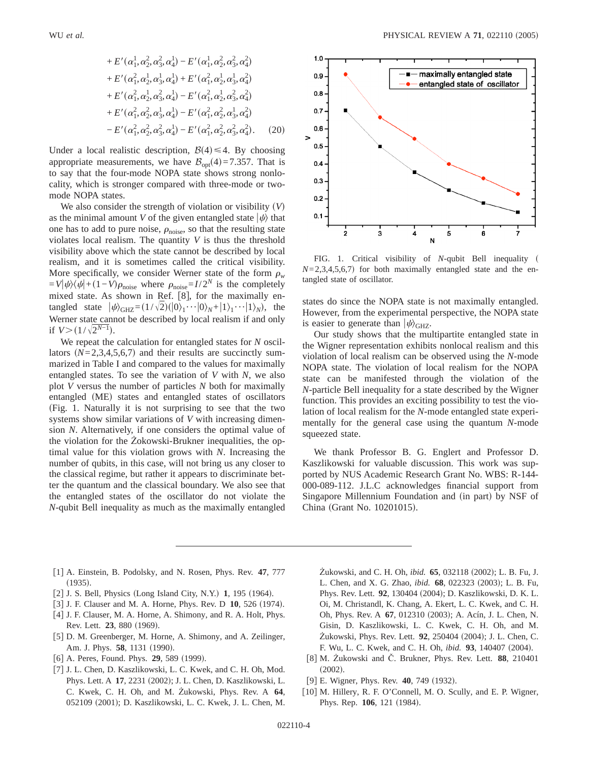$$
\begin{aligned}
&+E'(\alpha_1^1,\alpha_2^2,\alpha_3^2,\alpha_4^1)-E'(\alpha_1^1,\alpha_2^2,\alpha_3^2,\alpha_4^2)\\
&+E'(\alpha_1^2,\alpha_2^1,\alpha_3^1,\alpha_4^1)+E'(\alpha_1^2,\alpha_2^1,\alpha_3^1,\alpha_4^2)\\
&+E'(\alpha_1^2,\alpha_2^1,\alpha_3^2,\alpha_4^1)-E'(\alpha_1^2,\alpha_2^1,\alpha_3^2,\alpha_4^2)\\
&+E'(\alpha_1^2,\alpha_2^2,\alpha_3^1,\alpha_4^1)-E'(\alpha_1^2,\alpha_2^2,\alpha_3^1,\alpha_4^2)\\
&-E'(\alpha_1^2,\alpha_2^2,\alpha_3^2,\alpha_4^1)-E'(\alpha_1^2,\alpha_2^2,\alpha_3^2,\alpha_4^2). \qquad (20)
\end{aligned}
$$

Under a local realistic description, $\mathcal{B}(4)\leqslant 4$. By choosing appropriate measurements, we have $\mathcal{B}_{\rm opt}(4)=7.357$. That is to say that the four-mode NOPA state shows strong nonlocality, which is stronger compared with three-mode or two-mode NOPA states.

We also consider the strength of violation or visibility $(V)$ as the minimal amount $V$ of the given entangled state $|\psi\rangle$ that one has to add to pure noise, $\rho_{\rm noise}$, so that the resulting state violates local realism. The quantity $V$ is thus the threshold visibility above which the state cannot be described by local realism, and it is sometimes called the critical visibility. More specifically, we consider Werner state of the form $\rho_w=V|\psi\rangle\langle\psi|+(1-V)\rho_{\rm noise}$ where $\rho_{\rm noise}=I/2^N$ is the completely mixed state. As shown in Ref. [8], for the maximally entangled state $|\psi\rangle_{\rm GHZ}=(1/\sqrt{2})(|0\rangle_1\cdots|0\rangle_N+|1\rangle_1\cdots|1\rangle_N)$, the Werner state cannot be described by local realism if and only if $V>(1/\sqrt{2^{N-1}})$.

We repeat the calculation for entangled states for $N$ oscillators $(N=2,3,4,5,6,7)$ and their results are succinctly summarized in Table I and compared to the values for maximally entangled states. To see the variation of $V$ with $N$, we also plot $V$ versus the number of particles $N$ both for maximally entangled (ME) states and entangled states of oscillators (Fig. 1. Naturally it is not surprising to see that the two systems show similar variations of $V$ with increasing dimension $N$. Alternatively, if one considers the optimal value of the violation for the Żokowski-Brukner inequalities, the optimal value for this violation grows with $N$. Increasing the number of qubits, in this case, will not bring us any closer to the classical regime, but rather it appears to discriminate better the quantum and the classical boundary. We also see that the entangled states of the oscillator do not violate the $N$-qubit Bell inequality as much as the maximally entangled states do since the NOPA state is not maximally entangled. However, from the experimental perspective, the NOPA state is easier to generate than $|\psi\rangle_{\rm GHZ}$.

FIG. 1. Critical visibility of $N$-qubit Bell inequality ( $N=2,3,4,5,6,7$) for both maximally entangled state and the entangled state of oscillator.

Our study shows that the multipartite entangled state in the Wigner representation exhibits nonlocal realism and this violation of local realism can be observed using the $N$-mode NOPA state. The violation of local realism for the NOPA state can be manifested through the violation of the $N$-particle Bell inequality for a state described by the Wigner function. This provides an exciting possibility to test the violation of local realism for the $N$-mode entangled state experimentally for the general case using the quantum $N$-mode squeezed state.

We thank Professor B. G. Englert and Professor D. Kaszlikowski for valuable discussion. This work was supported by NUS Academic Research Grant No. WBS: R-144-000-089-112. J.L.C acknowledges financial support from Singapore Millennium Foundation and (in part) by NSF of China (Grant No. 10201015).

[1] A. Einstein, B. Podolsky, and N. Rosen, Phys. Rev. **47**, 777 (1935).

[2] J. S. Bell, Physics (Long Island City, N.Y.) **1**, 195 (1964).

[3] J. F. Clauser and M. A. Horne, Phys. Rev. D **10**, 526 (1974).

[4] J. F. Clauser, M. A. Horne, A. Shimony, and R. A. Holt, Phys. Rev. Lett. **23**, 880 (1969).

[5] D. M. Greenberger, M. Horne, A. Shimony, and A. Zeilinger, Am. J. Phys. **58**, 1131 (1990).

[6] A. Peres, Found. Phys. **29**, 589 (1999).

[7] J. L. Chen, D. Kaszlikowski, L. C. Kwek, and C. H. Oh, Mod. Phys. Lett. A **17**, 2231 (2002); J. L. Chen, D. Kaszlikowski, L. C. Kwek, C. H. Oh, and M. Żukowski, Phys. Rev. A **64**, 052109 (2001); D. Kaszlikowski, L. C. Kwek, J. L. Chen, M. Żukowski, and C. H. Oh, *ibid.* **65**, 032118 (2002); L. B. Fu, J. L. Chen, and X. G. Zhao, *ibid.* **68**, 022323 (2003); L. B. Fu, Phys. Rev. Lett. **92**, 130404 (2004); D. Kaszlikowski, D. K. L. Oi, M. Christandl, K. Chang, A. Ekert, L. C. Kwek, and C. H. Oh, Phys. Rev. A **67**, 012310 (2003); A. Acín, J. L. Chen, N. Gisin, D. Kaszlikowski, L. C. Kwek, C. H. Oh, and M. Żukowski, Phys. Rev. Lett. **92**, 250404 (2004); J. L. Chen, C. F. Wu, L. C. Kwek, and C. H. Oh, *ibid.* **93**, 140407 (2004).

[8] M. Żukowski and Č. Brukner, Phys. Rev. Lett. **88**, 210401 (2002).

[9] E. Wigner, Phys. Rev. **40**, 749 (1932).

[10] M. Hillery, R. F. O'Connell, M. O. Scully, and E. P. Wigner, Phys. Rep. **106**, 121 (1984).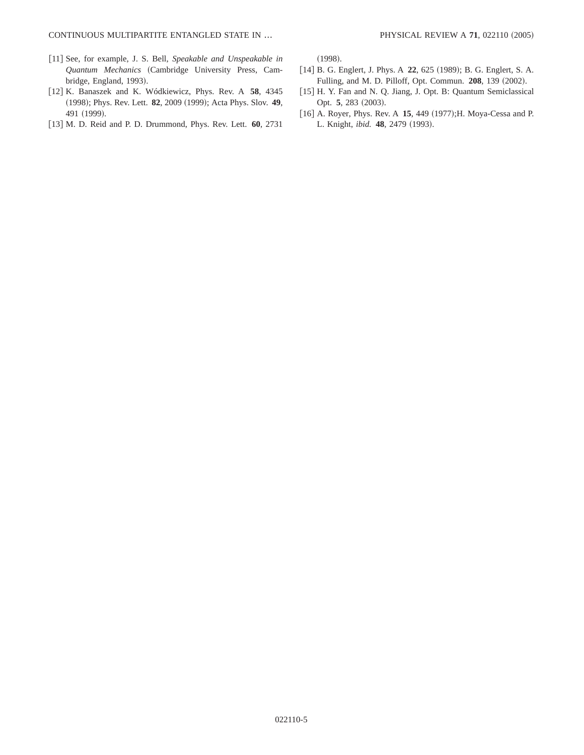[11] See, for example, J. S. Bell, *Speakable and Unspeakable in Quantum Mechanics* (Cambridge University Press, Cambridge, England, 1993).

[12] K. Banaszek and K. Wódkiewicz, Phys. Rev. A **58**, 4345 (1998); Phys. Rev. Lett. **82**, 2009 (1999); Acta Phys. Slov. **49**, 491 (1999).

[13] M. D. Reid and P. D. Drummond, Phys. Rev. Lett. **60**, 2731 (1998).

[14] B. G. Englert, J. Phys. A **22**, 625 (1989); B. G. Englert, S. A. Fulling, and M. D. Pilloff, Opt. Commun. **208**, 139 (2002).

[15] H. Y. Fan and N. Q. Jiang, J. Opt. B: Quantum Semiclassical Opt. **5**, 283 (2003).

[16] A. Royer, Phys. Rev. A **15**, 449 (1977);H. Moya-Cessa and P. L. Knight, *ibid.* **48**, 2479 (1993).